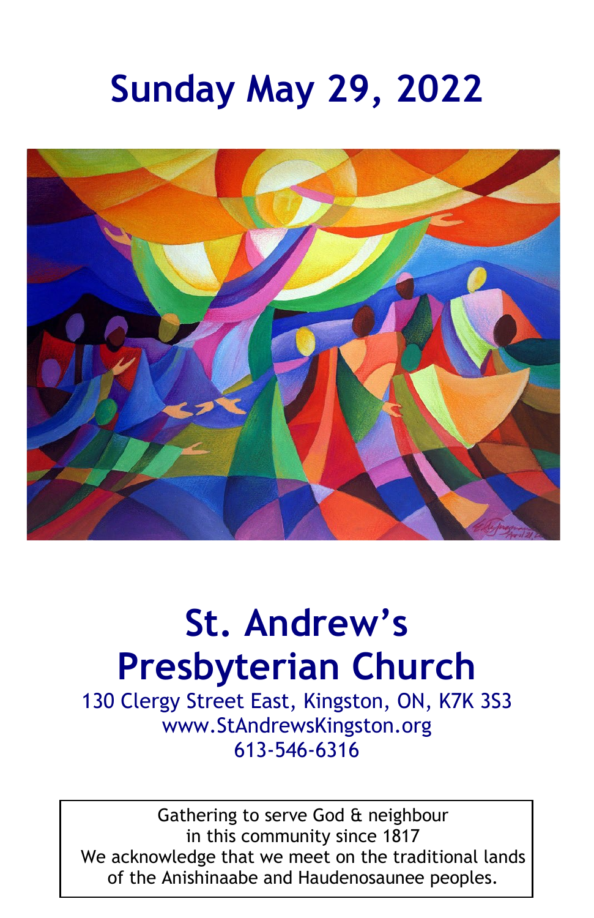# Sunday May 29, 2022

# St. Andrew's Presbyterian Church

130 Clergy Street East, Kingston, ON, K7K 3S3
www.StAndrewsKingston.org
613-546-6316

Gathering to serve God & neighbour
in this community since 1817
We acknowledge that we meet on the traditional lands of the Anishinaabe and Haudenosaunee peoples.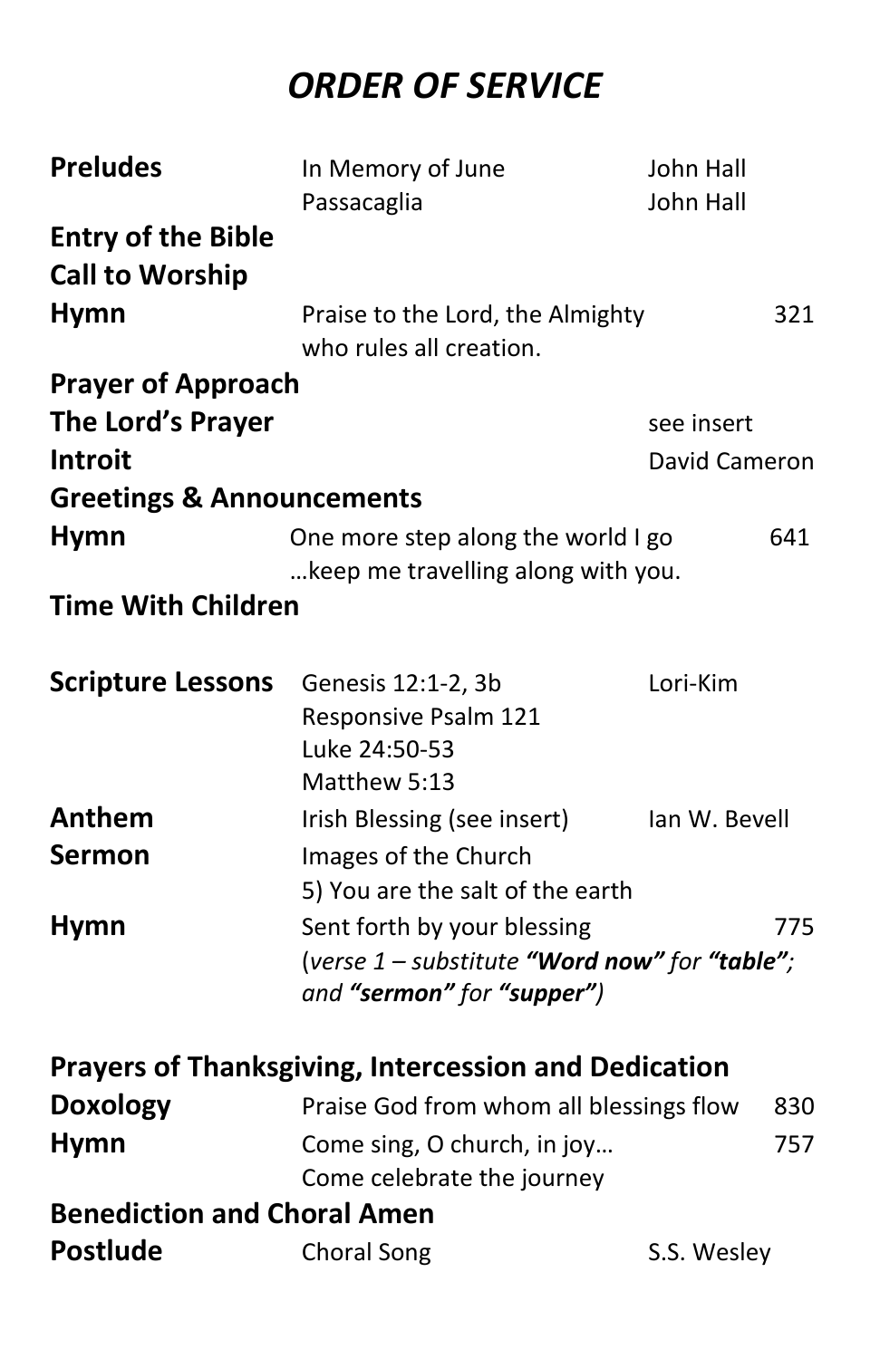# *ORDER OF SERVICE*

| | | | |
|---|---|---|---|
| **Preludes** | In Memory of June | John Hall | |
| | Passacaglia | John Hall | |
| **Entry of the Bible** | | | |
| **Call to Worship** | | | |
| **Hymn** | Praise to the Lord, the Almighty who rules all creation. | | 321 |
| **Prayer of Approach** | | | |
| **The Lord's Prayer** | | see insert | |
| **Introit** | | David Cameron | |
| **Greetings & Announcements** | | | |
| **Hymn** | One more step along the world I go …keep me travelling along with you. | | 641 |
| **Time With Children** | | | |
| **Scripture Lessons** | Genesis 12:1-2, 3b | Lori-Kim | |
| | Responsive Psalm 121 | | |
| | Luke 24:50-53 | | |
| | Matthew 5:13 | | |
| **Anthem** | Irish Blessing (see insert) | Ian W. Bevell | |
| **Sermon** | Images of the Church<br>5) You are the salt of the earth | | |
| **Hymn** | Sent forth by your blessing<br>(*verse 1 – substitute **"Word now"** for **"table"**; and **"sermon"** for **"supper"***) | | 775 |
| **Prayers of Thanksgiving, Intercession and Dedication** | | | |
| **Doxology** | Praise God from whom all blessings flow | | 830 |
| **Hymn** | Come sing, O church, in joy…<br>Come celebrate the journey | | 757 |
| **Benediction and Choral Amen** | | | |
| **Postlude** | Choral Song | S.S. Wesley | |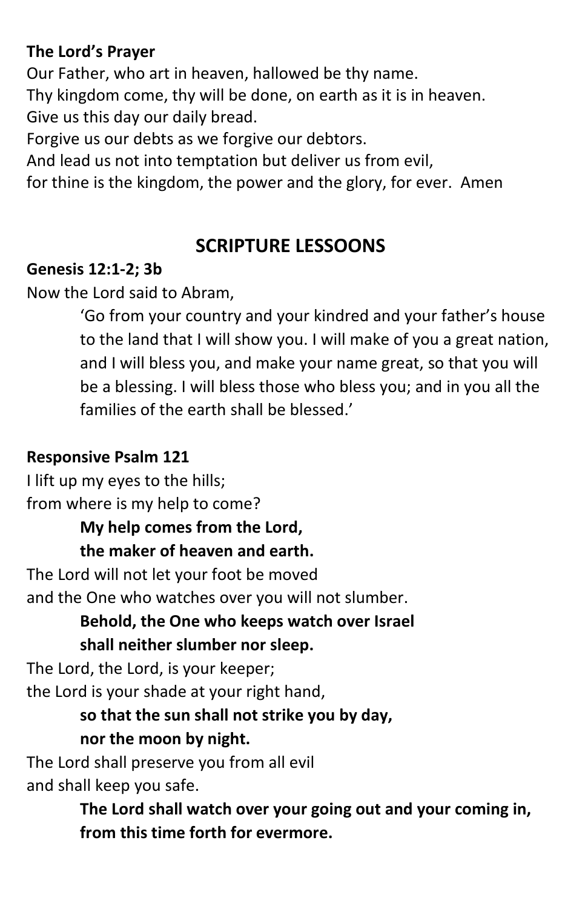**The Lord's Prayer**

Our Father, who art in heaven, hallowed be thy name.
Thy kingdom come, thy will be done, on earth as it is in heaven.
Give us this day our daily bread.
Forgive us our debts as we forgive our debtors.
And lead us not into temptation but deliver us from evil,
for thine is the kingdom, the power and the glory, for ever. Amen

## SCRIPTURE LESSOONS

**Genesis 12:1-2; 3b**

Now the Lord said to Abram,

> 'Go from your country and your kindred and your father's house to the land that I will show you. I will make of you a great nation, and I will bless you, and make your name great, so that you will be a blessing. I will bless those who bless you; and in you all the families of the earth shall be blessed.'

**Responsive Psalm 121**

I lift up my eyes to the hills;
from where is my help to come?

> **My help comes from the Lord,**
> **the maker of heaven and earth.**

The Lord will not let your foot be moved
and the One who watches over you will not slumber.

> **Behold, the One who keeps watch over Israel**
> **shall neither slumber nor sleep.**

The Lord, the Lord, is your keeper;
the Lord is your shade at your right hand,

> **so that the sun shall not strike you by day,**
> **nor the moon by night.**

The Lord shall preserve you from all evil
and shall keep you safe.

> **The Lord shall watch over your going out and your coming in,**
> **from this time forth for evermore.**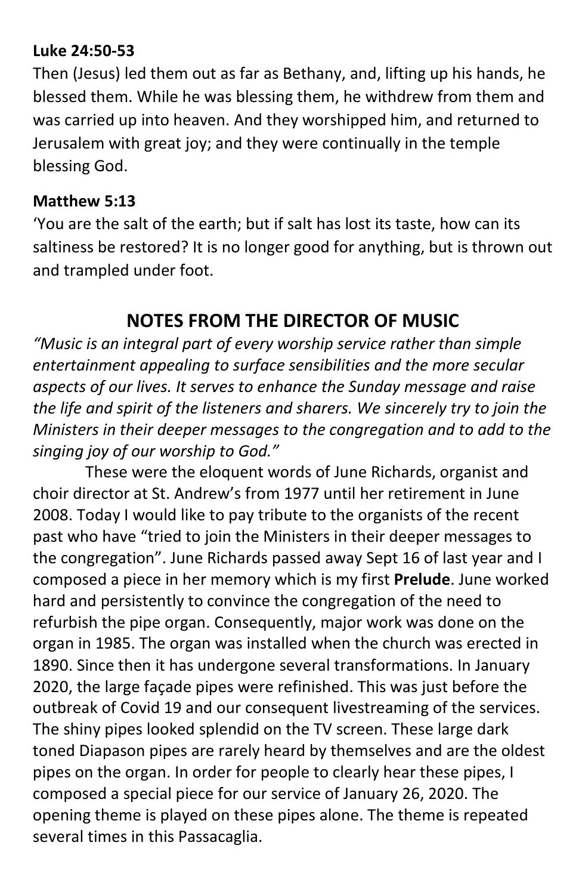**Luke 24:50-53**

Then (Jesus) led them out as far as Bethany, and, lifting up his hands, he blessed them. While he was blessing them, he withdrew from them and was carried up into heaven. And they worshipped him, and returned to Jerusalem with great joy; and they were continually in the temple blessing God.

**Matthew 5:13**

'You are the salt of the earth; but if salt has lost its taste, how can its saltiness be restored? It is no longer good for anything, but is thrown out and trampled under foot.

## NOTES FROM THE DIRECTOR OF MUSIC

*"Music is an integral part of every worship service rather than simple entertainment appealing to surface sensibilities and the more secular aspects of our lives. It serves to enhance the Sunday message and raise the life and spirit of the listeners and sharers. We sincerely try to join the Ministers in their deeper messages to the congregation and to add to the singing joy of our worship to God."*

These were the eloquent words of June Richards, organist and choir director at St. Andrew's from 1977 until her retirement in June 2008. Today I would like to pay tribute to the organists of the recent past who have "tried to join the Ministers in their deeper messages to the congregation". June Richards passed away Sept 16 of last year and I composed a piece in her memory which is my first **Prelude**. June worked hard and persistently to convince the congregation of the need to refurbish the pipe organ. Consequently, major work was done on the organ in 1985. The organ was installed when the church was erected in 1890. Since then it has undergone several transformations. In January 2020, the large façade pipes were refinished. This was just before the outbreak of Covid 19 and our consequent livestreaming of the services. The shiny pipes looked splendid on the TV screen. These large dark toned Diapason pipes are rarely heard by themselves and are the oldest pipes on the organ. In order for people to clearly hear these pipes, I composed a special piece for our service of January 26, 2020. The opening theme is played on these pipes alone. The theme is repeated several times in this Passacaglia.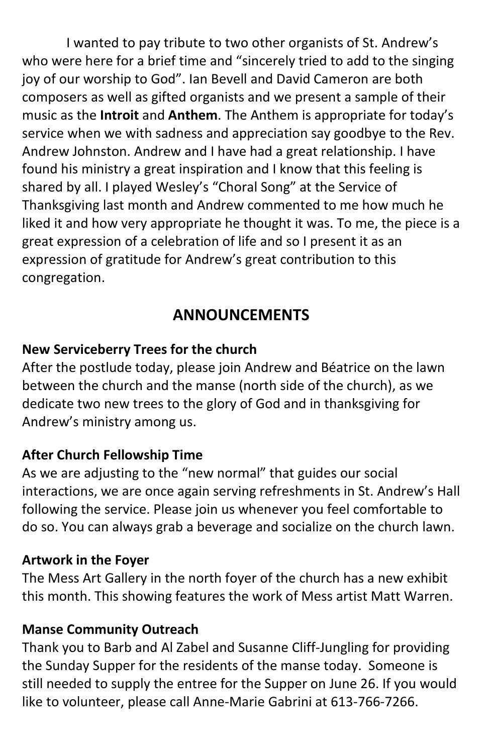I wanted to pay tribute to two other organists of St. Andrew's who were here for a brief time and "sincerely tried to add to the singing joy of our worship to God". Ian Bevell and David Cameron are both composers as well as gifted organists and we present a sample of their music as the **Introit** and **Anthem**. The Anthem is appropriate for today's service when we with sadness and appreciation say goodbye to the Rev. Andrew Johnston. Andrew and I have had a great relationship. I have found his ministry a great inspiration and I know that this feeling is shared by all. I played Wesley's "Choral Song" at the Service of Thanksgiving last month and Andrew commented to me how much he liked it and how very appropriate he thought it was. To me, the piece is a great expression of a celebration of life and so I present it as an expression of gratitude for Andrew's great contribution to this congregation.

## ANNOUNCEMENTS

**New Serviceberry Trees for the church**
After the postlude today, please join Andrew and Béatrice on the lawn between the church and the manse (north side of the church), as we dedicate two new trees to the glory of God and in thanksgiving for Andrew's ministry among us.

**After Church Fellowship Time**
As we are adjusting to the "new normal" that guides our social interactions, we are once again serving refreshments in St. Andrew's Hall following the service. Please join us whenever you feel comfortable to do so. You can always grab a beverage and socialize on the church lawn.

**Artwork in the Foyer**
The Mess Art Gallery in the north foyer of the church has a new exhibit this month. This showing features the work of Mess artist Matt Warren.

**Manse Community Outreach**
Thank you to Barb and Al Zabel and Susanne Cliff-Jungling for providing the Sunday Supper for the residents of the manse today. Someone is still needed to supply the entree for the Supper on June 26. If you would like to volunteer, please call Anne-Marie Gabrini at 613-766-7266.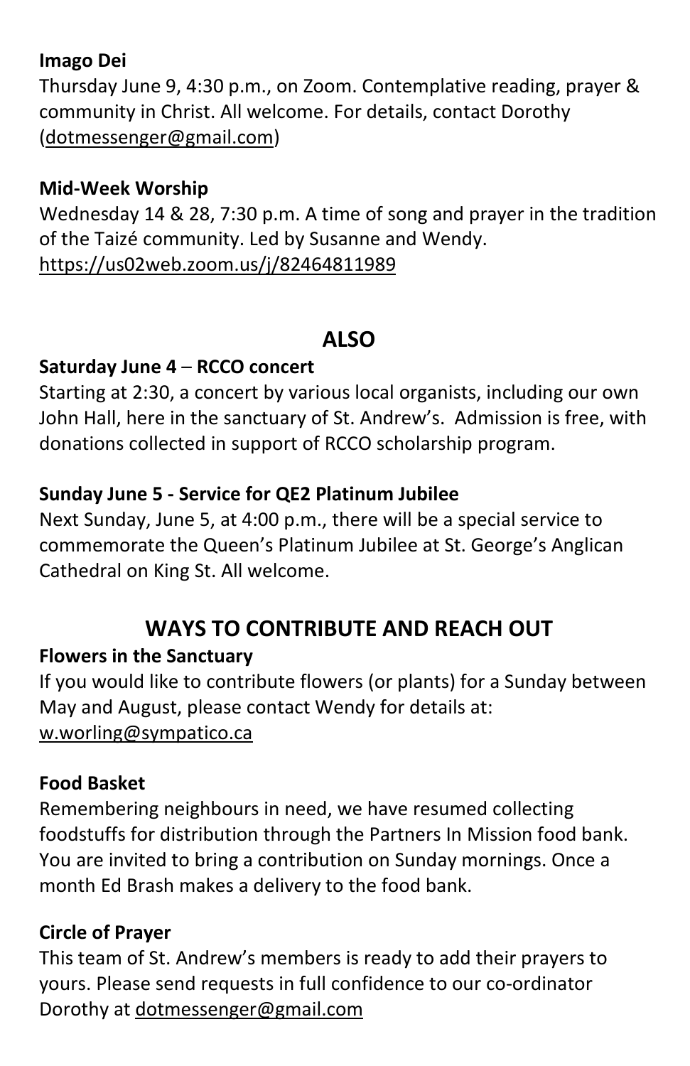**Imago Dei**

Thursday June 9, 4:30 p.m., on Zoom. Contemplative reading, prayer & community in Christ. All welcome. For details, contact Dorothy (dotmessenger@gmail.com)

**Mid-Week Worship**

Wednesday 14 & 28, 7:30 p.m. A time of song and prayer in the tradition of the Taizé community. Led by Susanne and Wendy. https://us02web.zoom.us/j/82464811989

## ALSO

**Saturday June 4** – **RCCO concert**

Starting at 2:30, a concert by various local organists, including our own John Hall, here in the sanctuary of St. Andrew's. Admission is free, with donations collected in support of RCCO scholarship program.

**Sunday June 5 - Service for QE2 Platinum Jubilee**

Next Sunday, June 5, at 4:00 p.m., there will be a special service to commemorate the Queen's Platinum Jubilee at St. George's Anglican Cathedral on King St. All welcome.

## WAYS TO CONTRIBUTE AND REACH OUT

**Flowers in the Sanctuary**

If you would like to contribute flowers (or plants) for a Sunday between May and August, please contact Wendy for details at: w.worling@sympatico.ca

**Food Basket**

Remembering neighbours in need, we have resumed collecting foodstuffs for distribution through the Partners In Mission food bank. You are invited to bring a contribution on Sunday mornings. Once a month Ed Brash makes a delivery to the food bank.

**Circle of Prayer**

This team of St. Andrew's members is ready to add their prayers to yours. Please send requests in full confidence to our co-ordinator Dorothy at dotmessenger@gmail.com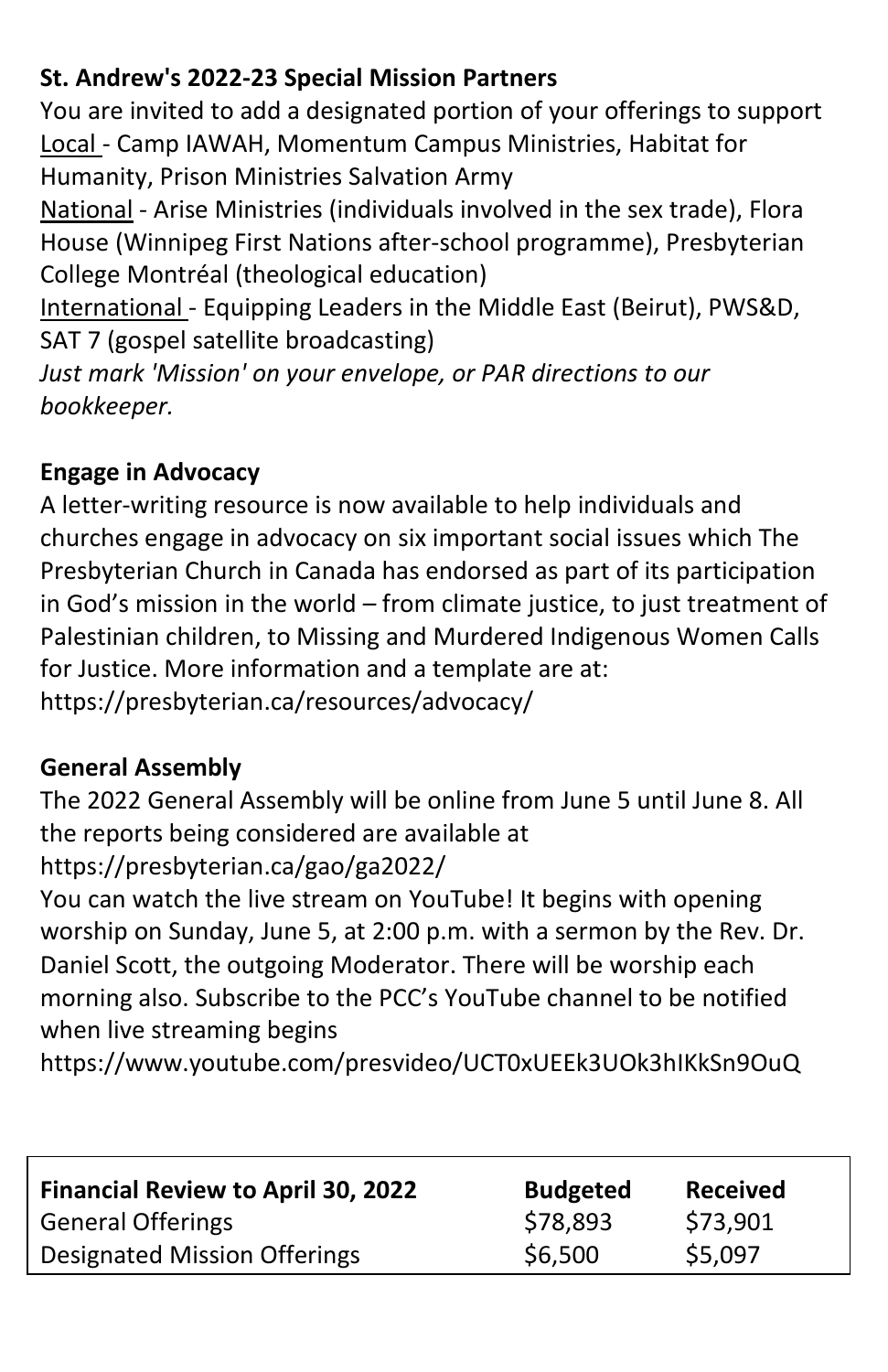**St. Andrew's 2022-23 Special Mission Partners**

You are invited to add a designated portion of your offerings to support

Local - Camp IAWAH, Momentum Campus Ministries, Habitat for Humanity, Prison Ministries Salvation Army

National - Arise Ministries (individuals involved in the sex trade), Flora House (Winnipeg First Nations after-school programme), Presbyterian College Montréal (theological education)

International - Equipping Leaders in the Middle East (Beirut), PWS&D, SAT 7 (gospel satellite broadcasting)

*Just mark 'Mission' on your envelope, or PAR directions to our bookkeeper.*

**Engage in Advocacy**

A letter-writing resource is now available to help individuals and churches engage in advocacy on six important social issues which The Presbyterian Church in Canada has endorsed as part of its participation in God's mission in the world – from climate justice, to just treatment of Palestinian children, to Missing and Murdered Indigenous Women Calls for Justice. More information and a template are at: https://presbyterian.ca/resources/advocacy/

**General Assembly**

The 2022 General Assembly will be online from June 5 until June 8. All the reports being considered are available at https://presbyterian.ca/gao/ga2022/

You can watch the live stream on YouTube! It begins with opening worship on Sunday, June 5, at 2:00 p.m. with a sermon by the Rev. Dr. Daniel Scott, the outgoing Moderator. There will be worship each morning also. Subscribe to the PCC's YouTube channel to be notified when live streaming begins

https://www.youtube.com/presvideo/UCT0xUEEk3UOk3hIKkSn9OuQ

| **Financial Review to April 30, 2022** | **Budgeted** | **Received** |
|---|---|---|
| General Offerings | $78,893 | $73,901 |
| Designated Mission Offerings | $6,500 | $5,097 |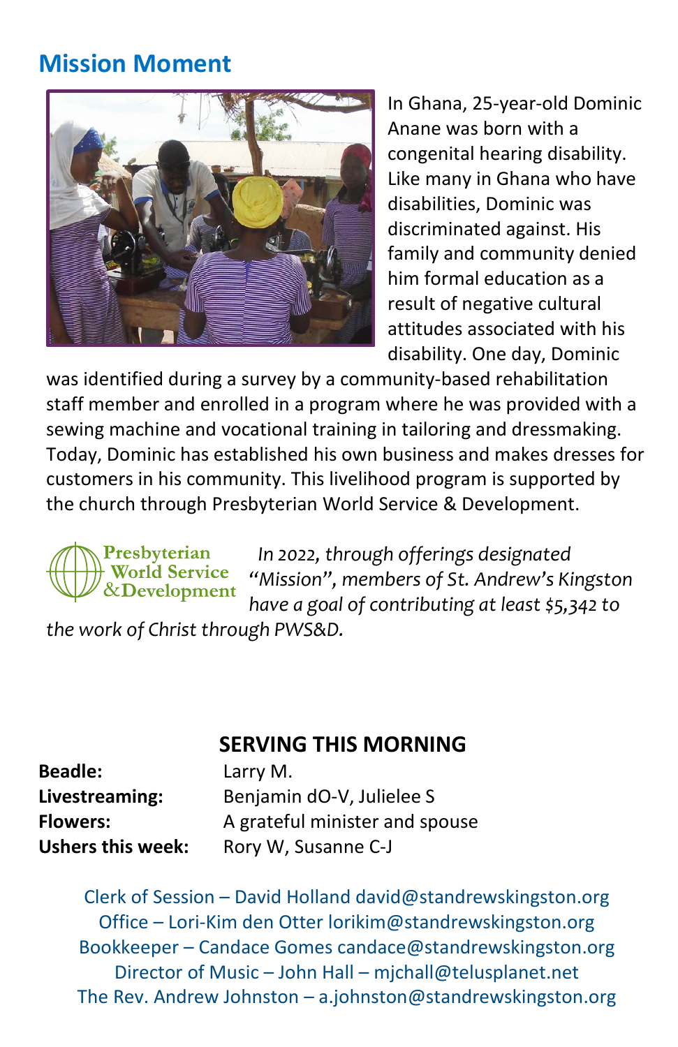## Mission Moment

In Ghana, 25-year-old Dominic Anane was born with a congenital hearing disability. Like many in Ghana who have disabilities, Dominic was discriminated against. His family and community denied him formal education as a result of negative cultural attitudes associated with his disability. One day, Dominic was identified during a survey by a community-based rehabilitation staff member and enrolled in a program where he was provided with a sewing machine and vocational training in tailoring and dressmaking. Today, Dominic has established his own business and makes dresses for customers in his community. This livelihood program is supported by the church through Presbyterian World Service & Development.

Presbyterian World Service & Development

*In 2022, through offerings designated "Mission", members of St. Andrew's Kingston have a goal of contributing at least $5,342 to the work of Christ through PWS&D.*

### SERVING THIS MORNING

| | |
|---|---|
| **Beadle:** | Larry M. |
| **Livestreaming:** | Benjamin dO-V, Julielee S |
| **Flowers:** | A grateful minister and spouse |
| **Ushers this week:** | Rory W, Susanne C-J |

Clerk of Session – David Holland david@standrewskingston.org
Office – Lori-Kim den Otter lorikim@standrewskingston.org
Bookkeeper – Candace Gomes candace@standrewskingston.org
Director of Music – John Hall – mjchall@telusplanet.net
The Rev. Andrew Johnston – a.johnston@standrewskingston.org